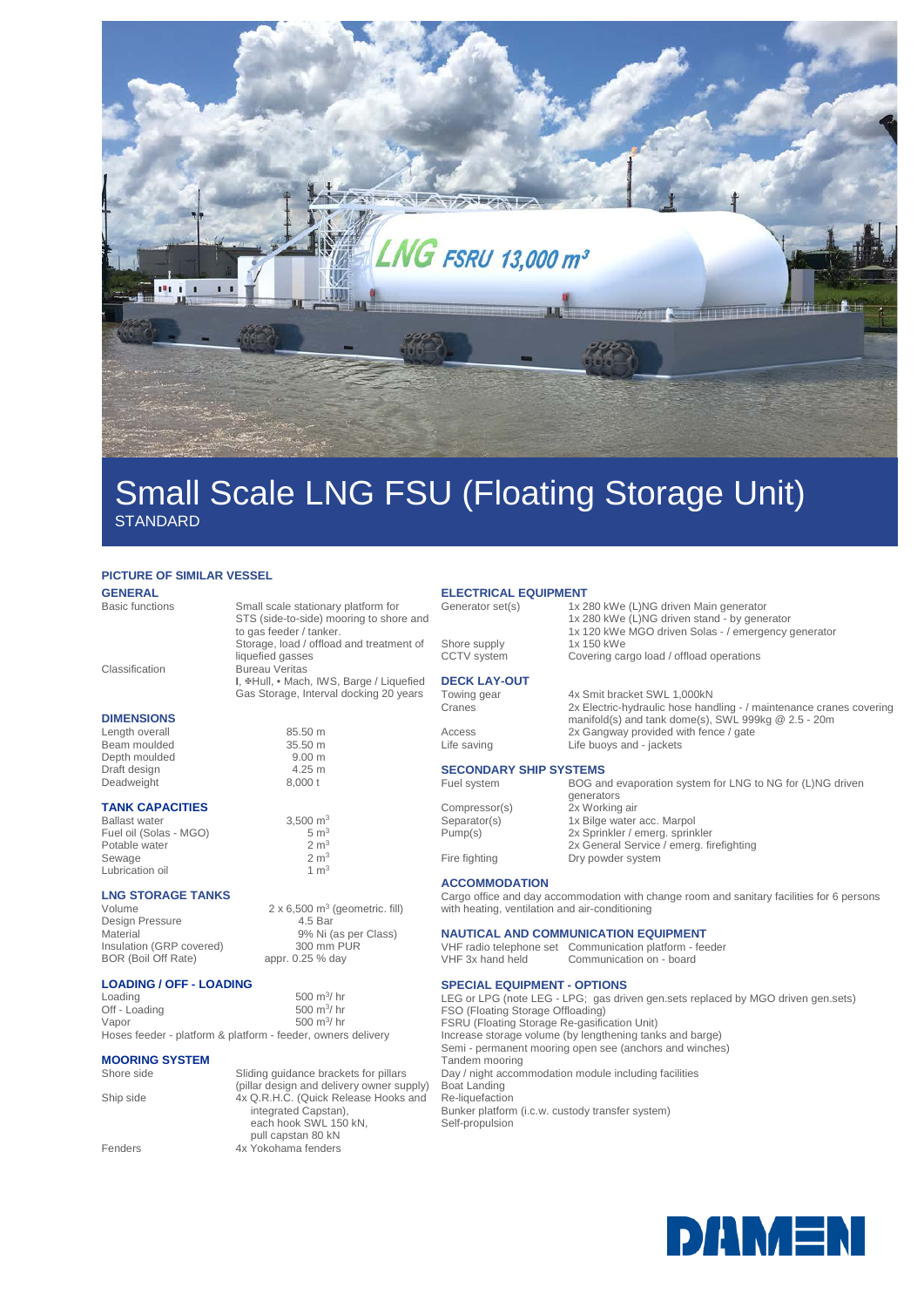# Small Scale LNG FSU (Floating Storage Unit)

STANDARD

PICTURE OF SIMILAR VESSEL

## GENERAL

| | |
|---|---|
| Basic functions | Small scale stationary platform for STS (side-to-side) mooring to shore and to gas feeder / tanker. Storage, load / offload and treatment of liquefied gasses |
| Classification | Bureau Veritas I, ✠Hull, • Mach, IWS, Barge / Liquefied Gas Storage, Interval docking 20 years |

## DIMENSIONS

| | |
|---|---|
| Length overall | 85.50 m |
| Beam moulded | 35.50 m |
| Depth moulded | 9.00 m |
| Draft design | 4.25 m |
| Deadweight | 8,000 t |

## TANK CAPACITIES

| | |
|---|---|
| Ballast water | 3,500 $m^3$ |
| Fuel oil (Solas - MGO) | 5 $m^3$ |
| Potable water | 2 $m^3$ |
| Sewage | 2 $m^3$ |
| Lubrication oil | 1 $m^3$ |

## LNG STORAGE TANKS

| | |
|---|---|
| Volume | 2 x 6,500 $m^3$ (geometric. fill) |
| Design Pressure | 4.5 Bar |
| Material | 9% Ni (as per Class) |
| Insulation (GRP covered) | 300 mm PUR |
| BOR (Boil Off Rate) | appr. 0.25 % day |

## LOADING / OFF - LOADING

| | |
|---|---|
| Loading | 500 $m^3$/ hr |
| Off - Loading | 500 $m^3$/ hr |
| Vapor | 500 $m^3$/ hr |

Hoses feeder - platform & platform - feeder, owners delivery

## MOORING SYSTEM

| | |
|---|---|
| Shore side | Sliding guidance brackets for pillars (pillar design and delivery owner supply) |
| Ship side | 4x Q.R.H.C. (Quick Release Hooks and integrated Capstan), each hook SWL 150 kN, pull capstan 80 kN |
| Fenders | 4x Yokohama fenders |

## ELECTRICAL EQUIPMENT

| | |
|---|---|
| Generator set(s) | 1x 280 kWe (L)NG driven Main generator<br>1x 280 kWe (L)NG driven stand - by generator<br>1x 120 kWe MGO driven Solas - / emergency generator |
| Shore supply | 1x 150 kWe |
| CCTV system | Covering cargo load / offload operations |

## DECK LAY-OUT

| | |
|---|---|
| Towing gear | 4x Smit bracket SWL 1,000kN |
| Cranes | 2x Electric-hydraulic hose handling - / maintenance cranes covering manifold(s) and tank dome(s), SWL 999kg @ 2.5 - 20m |
| Access | 2x Gangway provided with fence / gate |
| Life saving | Life buoys and - jackets |

## SECONDARY SHIP SYSTEMS

| | |
|---|---|
| Fuel system | BOG and evaporation system for LNG to NG for (L)NG driven generators |
| Compressor(s) | 2x Working air |
| Separator(s) | 1x Bilge water acc. Marpol |
| Pump(s) | 2x Sprinkler / emerg. sprinkler<br>2x General Service / emerg. firefighting |
| Fire fighting | Dry powder system |

## ACCOMMODATION

Cargo office and day accommodation with change room and sanitary facilities for 6 persons with heating, ventilation and air-conditioning

## NAUTICAL AND COMMUNICATION EQUIPMENT

| | |
|---|---|
| VHF radio telephone set | Communication platform - feeder |
| VHF 3x hand held | Communication on - board |

## SPECIAL EQUIPMENT - OPTIONS

LEG or LPG (note LEG - LPG; gas driven gen.sets replaced by MGO driven gen.sets)
FSO (Floating Storage Offloading)
FSRU (Floating Storage Re-gasification Unit)
Increase storage volume (by lengthening tanks and barge)
Semi - permanent mooring open see (anchors and winches)
Tandem mooring
Day / night accommodation module including facilities
Boat Landing
Re-liquefaction
Bunker platform (i.c.w. custody transfer system)
Self-propulsion

DAMEN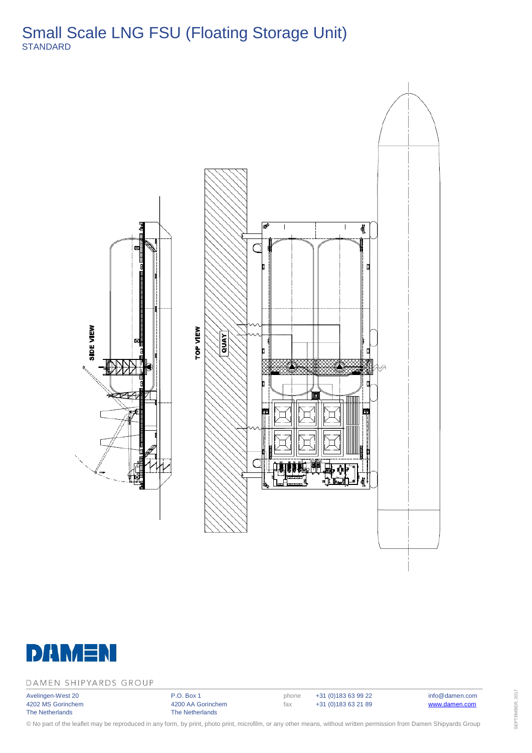# Small Scale LNG FSU (Floating Storage Unit)

STANDARD

SIDE VIEW

TOP VIEW

QUAY

DAMEN

DAMEN SHIPYARDS GROUP

Avelingen-West 20
4202 MS Gorinchem
The Netherlands

P.O. Box 1
4200 AA Gorinchem
The Netherlands

phone +31 (0)183 63 99 22
fax +31 (0)183 63 21 89

info@damen.com
www.damen.com

© No part of the leaflet may be reproduced in any form, by print, photo print, microfilm, or any other means, without written permission from Damen Shipyards Group

SEPTEMBER, 2017